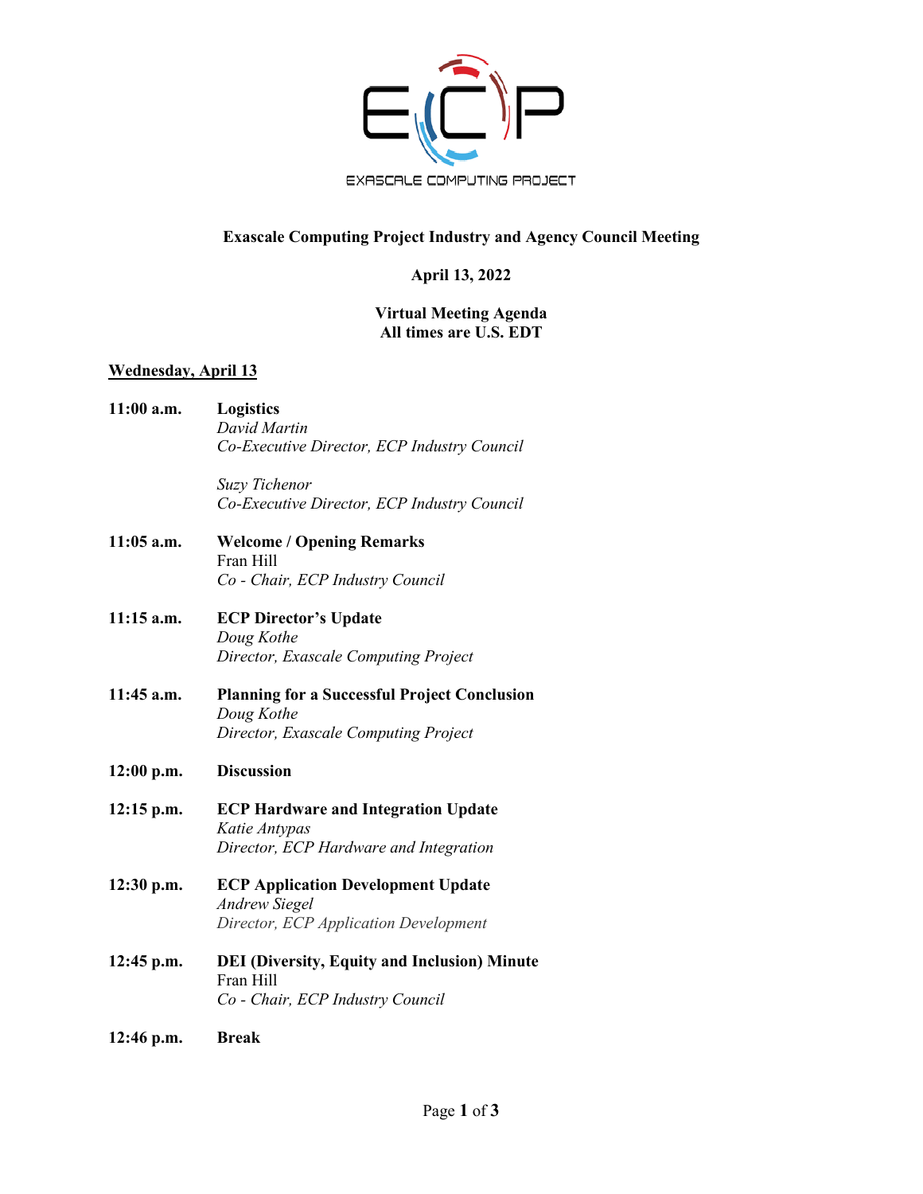EXASCALE COMPUTING PROJECT

**Exascale Computing Project Industry and Agency Council Meeting**

**April 13, 2022**

**Virtual Meeting Agenda**
**All times are U.S. EDT**

**<u>Wednesday, April 13</u>**

**11:00 a.m.** **Logistics**
*David Martin*
*Co-Executive Director, ECP Industry Council*

*Suzy Tichenor*
*Co-Executive Director, ECP Industry Council*

**11:05 a.m.** **Welcome / Opening Remarks**
Fran Hill
*Co - Chair, ECP Industry Council*

**11:15 a.m.** **ECP Director's Update**
*Doug Kothe*
*Director, Exascale Computing Project*

**11:45 a.m.** **Planning for a Successful Project Conclusion**
*Doug Kothe*
*Director, Exascale Computing Project*

**12:00 p.m.** **Discussion**

**12:15 p.m.** **ECP Hardware and Integration Update**
*Katie Antypas*
*Director, ECP Hardware and Integration*

**12:30 p.m.** **ECP Application Development Update**
*Andrew Siegel*
*Director, ECP Application Development*

**12:45 p.m.** **DEI (Diversity, Equity and Inclusion) Minute**
Fran Hill
*Co - Chair, ECP Industry Council*

**12:46 p.m.** **Break**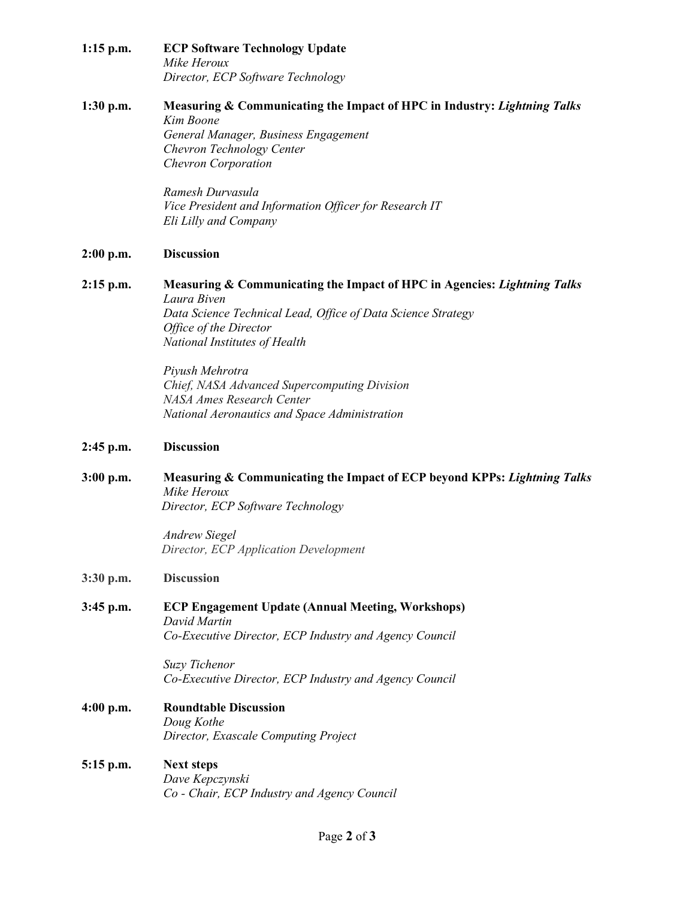**1:15 p.m.** **ECP Software Technology Update**
*Mike Heroux*
*Director, ECP Software Technology*

**1:30 p.m.** **Measuring & Communicating the Impact of HPC in Industry: *Lightning Talks***
*Kim Boone*
*General Manager, Business Engagement*
*Chevron Technology Center*
*Chevron Corporation*

*Ramesh Durvasula*
*Vice President and Information Officer for Research IT*
*Eli Lilly and Company*

**2:00 p.m.** **Discussion**

**2:15 p.m.** **Measuring & Communicating the Impact of HPC in Agencies: *Lightning Talks***
*Laura Biven*
*Data Science Technical Lead, Office of Data Science Strategy*
*Office of the Director*
*National Institutes of Health*

*Piyush Mehrotra*
*Chief, NASA Advanced Supercomputing Division*
*NASA Ames Research Center*
*National Aeronautics and Space Administration*

**2:45 p.m.** **Discussion**

**3:00 p.m.** **Measuring & Communicating the Impact of ECP beyond KPPs: *Lightning Talks***
*Mike Heroux*
*Director, ECP Software Technology*

*Andrew Siegel*
*Director, ECP Application Development*

**3:30 p.m.** **Discussion**

**3:45 p.m.** **ECP Engagement Update (Annual Meeting, Workshops)**
*David Martin*
*Co-Executive Director, ECP Industry and Agency Council*

*Suzy Tichenor*
*Co-Executive Director, ECP Industry and Agency Council*

**4:00 p.m.** **Roundtable Discussion**
*Doug Kothe*
*Director, Exascale Computing Project*

**5:15 p.m.** **Next steps**
*Dave Kepczynski*
*Co - Chair, ECP Industry and Agency Council*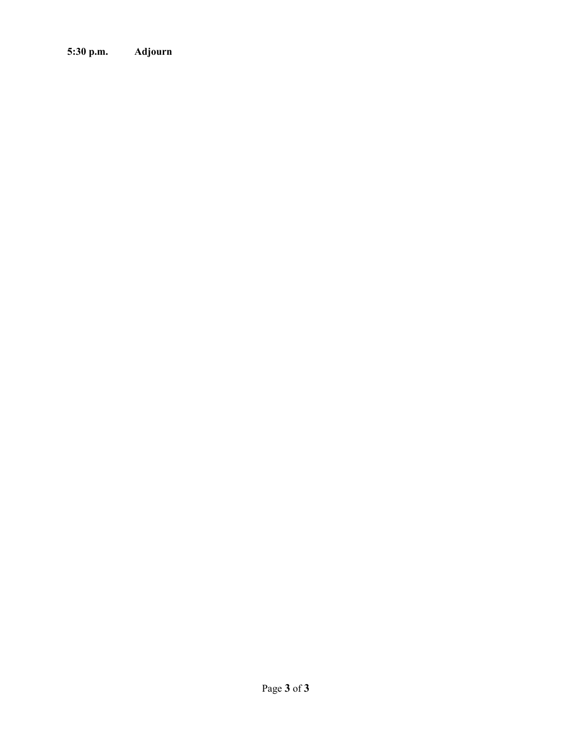**5:30 p.m.** **Adjourn**